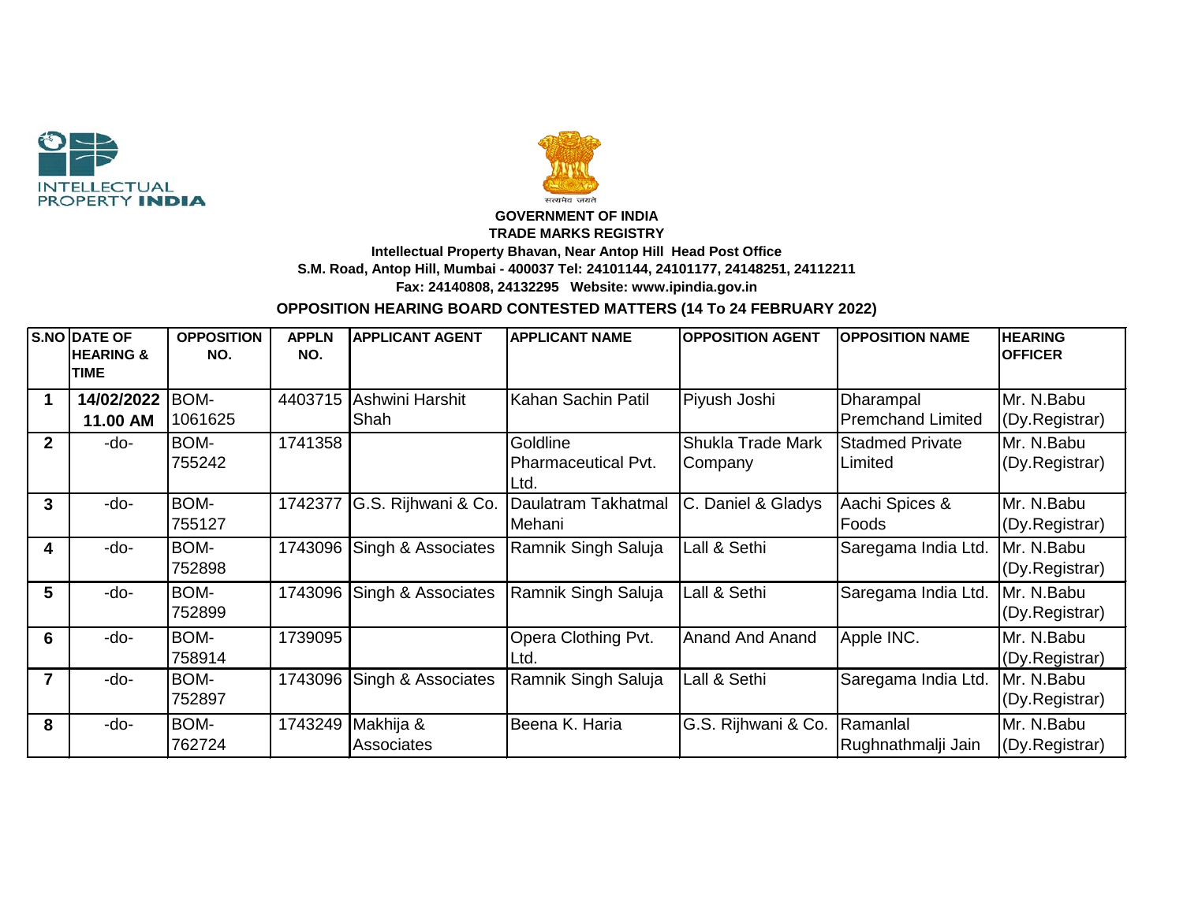INTELLECTUAL PROPERTY INDIA

सत्यमेव जयते

**GOVERNMENT OF INDIA**
**TRADE MARKS REGISTRY**
**Intellectual Property Bhavan, Near Antop Hill Head Post Office**
**S.M. Road, Antop Hill, Mumbai - 400037 Tel: 24101144, 24101177, 24148251, 24112211**
**Fax: 24140808, 24132295 Website: www.ipindia.gov.in**

**OPPOSITION HEARING BOARD CONTESTED MATTERS (14 To 24 FEBRUARY 2022)**

| S.NO | DATE OF HEARING & TIME | OPPOSITION NO. | APPLN NO. | APPLICANT AGENT | APPLICANT NAME | OPPOSITION AGENT | OPPOSITION NAME | HEARING OFFICER |
|---|---|---|---|---|---|---|---|---|
| 1 | 14/02/2022 11.00 AM | BOM-1061625 | 4403715 | Ashwini Harshit Shah | Kahan Sachin Patil | Piyush Joshi | Dharampal Premchand Limited | Mr. N.Babu (Dy.Registrar) |
| 2 | -do- | BOM-755242 | 1741358 | | Goldline Pharmaceutical Pvt. Ltd. | Shukla Trade Mark Company | Stadmed Private Limited | Mr. N.Babu (Dy.Registrar) |
| 3 | -do- | BOM-755127 | 1742377 | G.S. Rijhwani & Co. | Daulatram Takhatmal Mehani | C. Daniel & Gladys | Aachi Spices & Foods | Mr. N.Babu (Dy.Registrar) |
| 4 | -do- | BOM-752898 | 1743096 | Singh & Associates | Ramnik Singh Saluja | Lall & Sethi | Saregama India Ltd. | Mr. N.Babu (Dy.Registrar) |
| 5 | -do- | BOM-752899 | 1743096 | Singh & Associates | Ramnik Singh Saluja | Lall & Sethi | Saregama India Ltd. | Mr. N.Babu (Dy.Registrar) |
| 6 | -do- | BOM-758914 | 1739095 | | Opera Clothing Pvt. Ltd. | Anand And Anand | Apple INC. | Mr. N.Babu (Dy.Registrar) |
| 7 | -do- | BOM-752897 | 1743096 | Singh & Associates | Ramnik Singh Saluja | Lall & Sethi | Saregama India Ltd. | Mr. N.Babu (Dy.Registrar) |
| 8 | -do- | BOM-762724 | 1743249 | Makhija & Associates | Beena K. Haria | G.S. Rijhwani & Co. | Ramanlal Rughnathmalji Jain | Mr. N.Babu (Dy.Registrar) |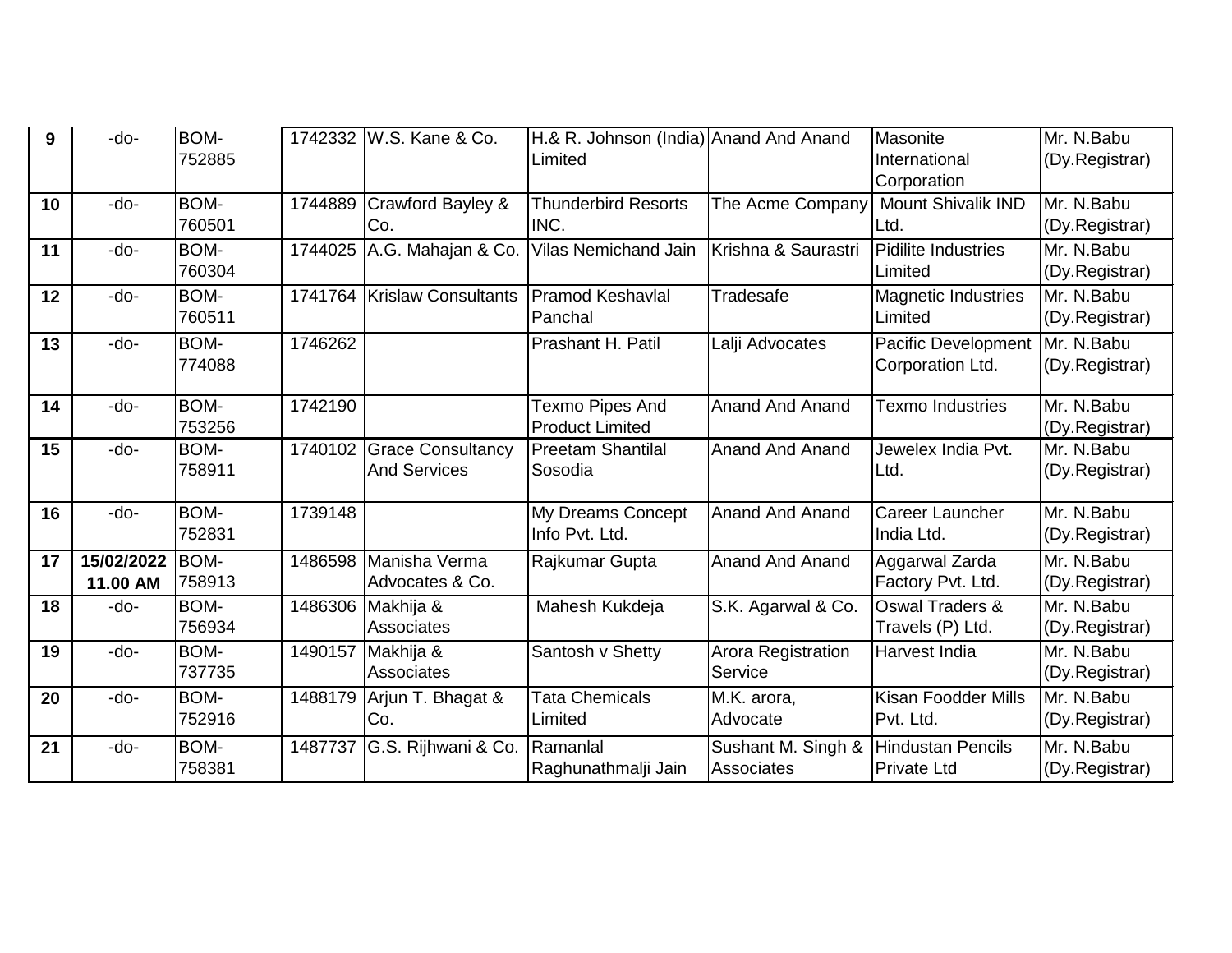| | | | | | | | | |
|---|---|---|---|---|---|---|---|---|
| **9** | -do- | BOM-752885 | 1742332 | W.S. Kane & Co. | H.& R. Johnson (India) Limited | Anand And Anand | Masonite International Corporation | Mr. N.Babu (Dy.Registrar) |
| **10** | -do- | BOM-760501 | 1744889 | Crawford Bayley & Co. | Thunderbird Resorts INC. | The Acme Company | Mount Shivalik IND Ltd. | Mr. N.Babu (Dy.Registrar) |
| **11** | -do- | BOM-760304 | 1744025 | A.G. Mahajan & Co. | Vilas Nemichand Jain | Krishna & Saurastri | Pidilite Industries Limited | Mr. N.Babu (Dy.Registrar) |
| **12** | -do- | BOM-760511 | 1741764 | Krislaw Consultants | Pramod Keshavlal Panchal | Tradesafe | Magnetic Industries Limited | Mr. N.Babu (Dy.Registrar) |
| **13** | -do- | BOM-774088 | 1746262 | | Prashant H. Patil | Lalji Advocates | Pacific Development Corporation Ltd. | Mr. N.Babu (Dy.Registrar) |
| **14** | -do- | BOM-753256 | 1742190 | | Texmo Pipes And Product Limited | Anand And Anand | Texmo Industries | Mr. N.Babu (Dy.Registrar) |
| **15** | -do- | BOM-758911 | 1740102 | Grace Consultancy And Services | Preetam Shantilal Sosodia | Anand And Anand | Jewelex India Pvt. Ltd. | Mr. N.Babu (Dy.Registrar) |
| **16** | -do- | BOM-752831 | 1739148 | | My Dreams Concept Info Pvt. Ltd. | Anand And Anand | Career Launcher India Ltd. | Mr. N.Babu (Dy.Registrar) |
| **17** | **15/02/2022 11.00 AM** | BOM-758913 | 1486598 | Manisha Verma Advocates & Co. | Rajkumar Gupta | Anand And Anand | Aggarwal Zarda Factory Pvt. Ltd. | Mr. N.Babu (Dy.Registrar) |
| **18** | -do- | BOM-756934 | 1486306 | Makhija & Associates | Mahesh Kukdeja | S.K. Agarwal & Co. | Oswal Traders & Travels (P) Ltd. | Mr. N.Babu (Dy.Registrar) |
| **19** | -do- | BOM-737735 | 1490157 | Makhija & Associates | Santosh v Shetty | Arora Registration Service | Harvest India | Mr. N.Babu (Dy.Registrar) |
| **20** | -do- | BOM-752916 | 1488179 | Arjun T. Bhagat & Co. | Tata Chemicals Limited | M.K. arora, Advocate | Kisan Foodder Mills Pvt. Ltd. | Mr. N.Babu (Dy.Registrar) |
| **21** | -do- | BOM-758381 | 1487737 | G.S. Rijhwani & Co. | Ramanlal Raghunathmalji Jain | Sushant M. Singh & Associates | Hindustan Pencils Private Ltd | Mr. N.Babu (Dy.Registrar) |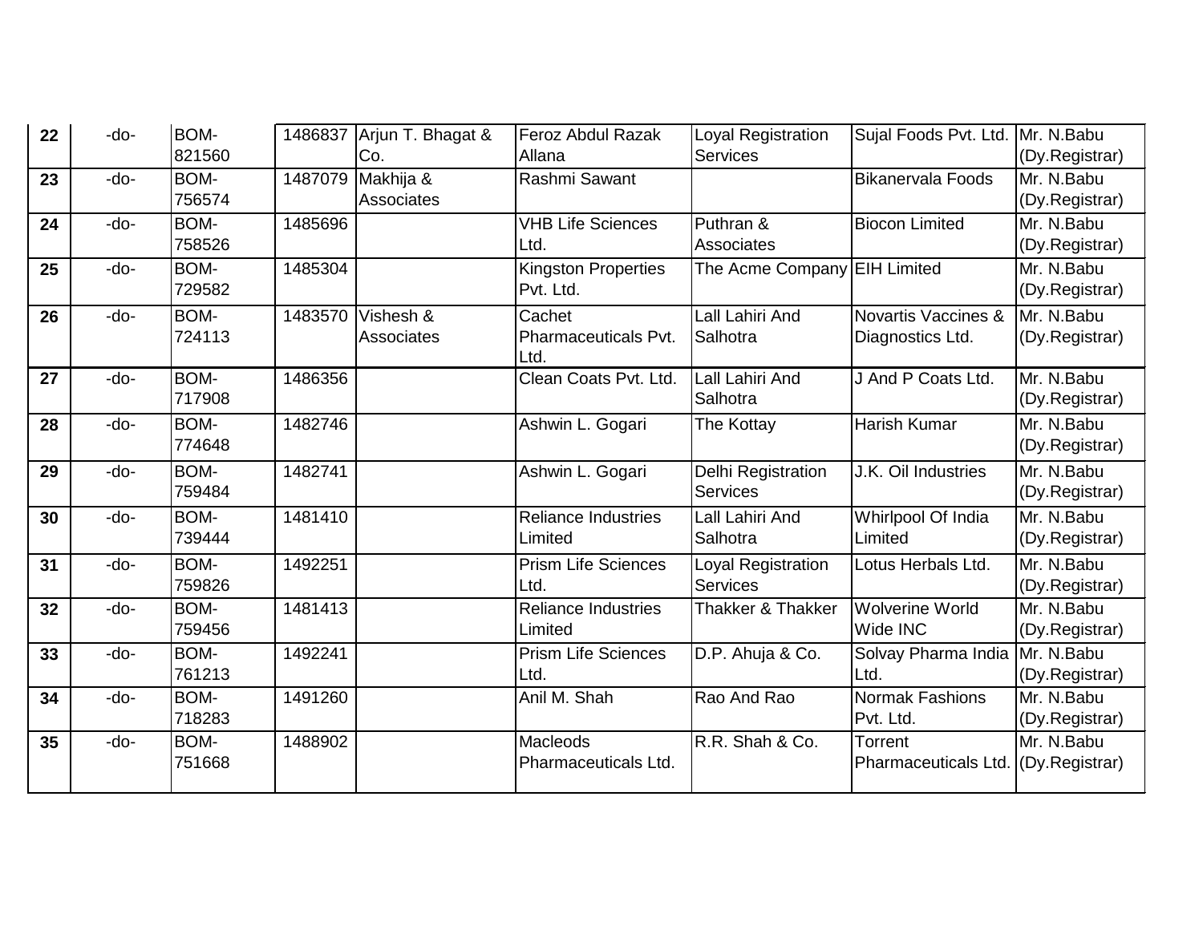| | | | | | | | | |
|---|---|---|---|---|---|---|---|---|
| 22 | -do- | BOM-821560 | 1486837 | Arjun T. Bhagat & Co. | Feroz Abdul Razak Allana | Loyal Registration Services | Sujal Foods Pvt. Ltd. | Mr. N.Babu (Dy.Registrar) |
| 23 | -do- | BOM-756574 | 1487079 | Makhija & Associates | Rashmi Sawant | | Bikanervala Foods | Mr. N.Babu (Dy.Registrar) |
| 24 | -do- | BOM-758526 | 1485696 | | VHB Life Sciences Ltd. | Puthran & Associates | Biocon Limited | Mr. N.Babu (Dy.Registrar) |
| 25 | -do- | BOM-729582 | 1485304 | | Kingston Properties Pvt. Ltd. | The Acme Company | EIH Limited | Mr. N.Babu (Dy.Registrar) |
| 26 | -do- | BOM-724113 | 1483570 | Vishesh & Associates | Cachet Pharmaceuticals Pvt. Ltd. | Lall Lahiri And Salhotra | Novartis Vaccines & Diagnostics Ltd. | Mr. N.Babu (Dy.Registrar) |
| 27 | -do- | BOM-717908 | 1486356 | | Clean Coats Pvt. Ltd. | Lall Lahiri And Salhotra | J And P Coats Ltd. | Mr. N.Babu (Dy.Registrar) |
| 28 | -do- | BOM-774648 | 1482746 | | Ashwin L. Gogari | The Kottay | Harish Kumar | Mr. N.Babu (Dy.Registrar) |
| 29 | -do- | BOM-759484 | 1482741 | | Ashwin L. Gogari | Delhi Registration Services | J.K. Oil Industries | Mr. N.Babu (Dy.Registrar) |
| 30 | -do- | BOM-739444 | 1481410 | | Reliance Industries Limited | Lall Lahiri And Salhotra | Whirlpool Of India Limited | Mr. N.Babu (Dy.Registrar) |
| 31 | -do- | BOM-759826 | 1492251 | | Prism Life Sciences Ltd. | Loyal Registration Services | Lotus Herbals Ltd. | Mr. N.Babu (Dy.Registrar) |
| 32 | -do- | BOM-759456 | 1481413 | | Reliance Industries Limited | Thakker & Thakker | Wolverine World Wide INC | Mr. N.Babu (Dy.Registrar) |
| 33 | -do- | BOM-761213 | 1492241 | | Prism Life Sciences Ltd. | D.P. Ahuja & Co. | Solvay Pharma India Ltd. | Mr. N.Babu (Dy.Registrar) |
| 34 | -do- | BOM-718283 | 1491260 | | Anil M. Shah | Rao And Rao | Normak Fashions Pvt. Ltd. | Mr. N.Babu (Dy.Registrar) |
| 35 | -do- | BOM-751668 | 1488902 | | Macleods Pharmaceuticals Ltd. | R.R. Shah & Co. | Torrent Pharmaceuticals Ltd. | Mr. N.Babu (Dy.Registrar) |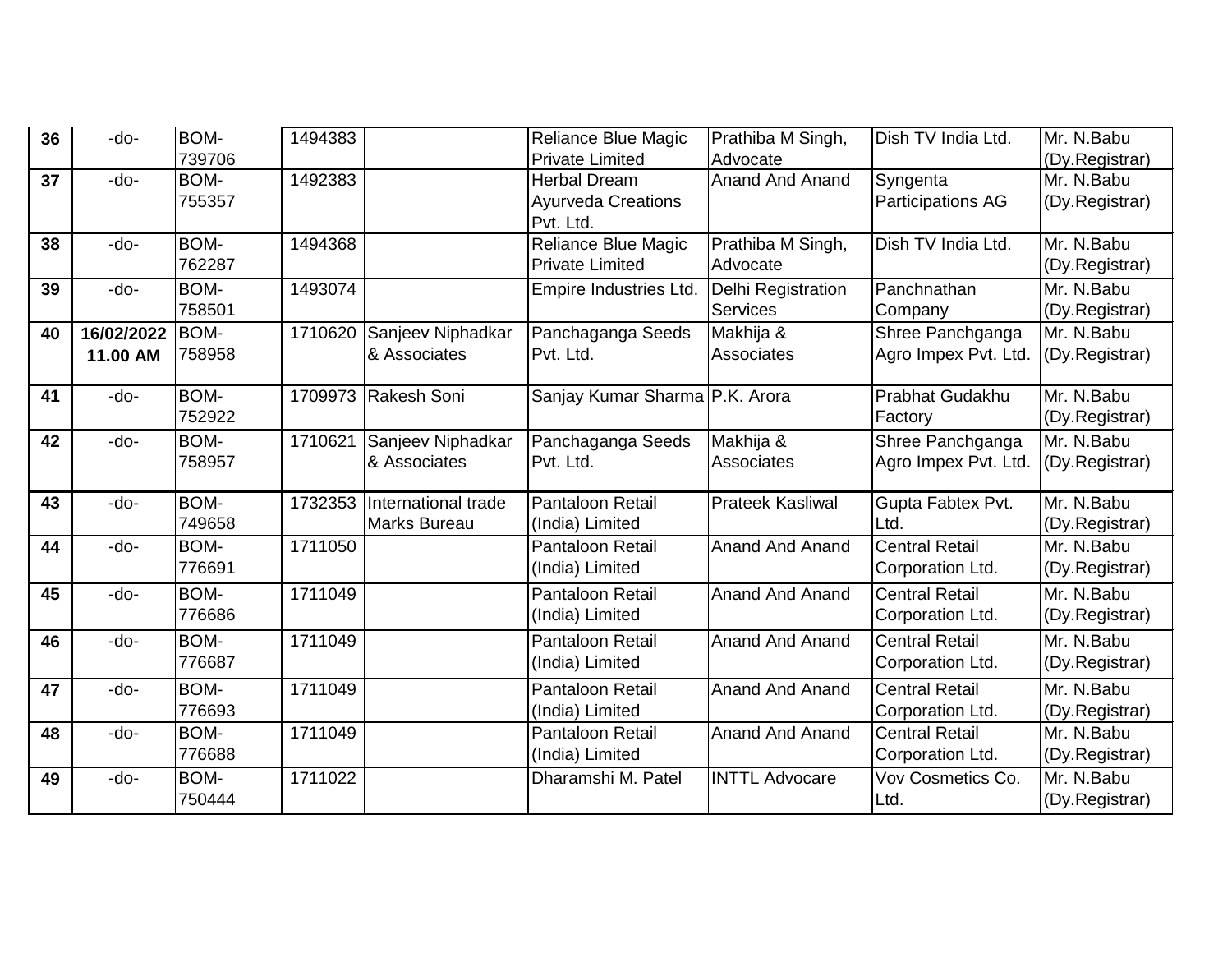| | | | | | | | | |
|---|---|---|---|---|---|---|---|---|
| **36** | -do- | BOM-739706 | 1494383 | | Reliance Blue Magic Private Limited | Prathiba M Singh, Advocate | Dish TV India Ltd. | Mr. N.Babu (Dy.Registrar) |
| **37** | -do- | BOM-755357 | 1492383 | | Herbal Dream Ayurveda Creations Pvt. Ltd. | Anand And Anand | Syngenta Participations AG | Mr. N.Babu (Dy.Registrar) |
| **38** | -do- | BOM-762287 | 1494368 | | Reliance Blue Magic Private Limited | Prathiba M Singh, Advocate | Dish TV India Ltd. | Mr. N.Babu (Dy.Registrar) |
| **39** | -do- | BOM-758501 | 1493074 | | Empire Industries Ltd. | Delhi Registration Services | Panchnathan Company | Mr. N.Babu (Dy.Registrar) |
| **40** | **16/02/2022 11.00 AM** | BOM-758958 | 1710620 | Sanjeev Niphadkar & Associates | Panchaganga Seeds Pvt. Ltd. | Makhija & Associates | Shree Panchganga Agro Impex Pvt. Ltd. | Mr. N.Babu (Dy.Registrar) |
| **41** | -do- | BOM-752922 | 1709973 | Rakesh Soni | Sanjay Kumar Sharma | P.K. Arora | Prabhat Gudakhu Factory | Mr. N.Babu (Dy.Registrar) |
| **42** | -do- | BOM-758957 | 1710621 | Sanjeev Niphadkar & Associates | Panchaganga Seeds Pvt. Ltd. | Makhija & Associates | Shree Panchganga Agro Impex Pvt. Ltd. | Mr. N.Babu (Dy.Registrar) |
| **43** | -do- | BOM-749658 | 1732353 | International trade Marks Bureau | Pantaloon Retail (India) Limited | Prateek Kasliwal | Gupta Fabtex Pvt. Ltd. | Mr. N.Babu (Dy.Registrar) |
| **44** | -do- | BOM-776691 | 1711050 | | Pantaloon Retail (India) Limited | Anand And Anand | Central Retail Corporation Ltd. | Mr. N.Babu (Dy.Registrar) |
| **45** | -do- | BOM-776686 | 1711049 | | Pantaloon Retail (India) Limited | Anand And Anand | Central Retail Corporation Ltd. | Mr. N.Babu (Dy.Registrar) |
| **46** | -do- | BOM-776687 | 1711049 | | Pantaloon Retail (India) Limited | Anand And Anand | Central Retail Corporation Ltd. | Mr. N.Babu (Dy.Registrar) |
| **47** | -do- | BOM-776693 | 1711049 | | Pantaloon Retail (India) Limited | Anand And Anand | Central Retail Corporation Ltd. | Mr. N.Babu (Dy.Registrar) |
| **48** | -do- | BOM-776688 | 1711049 | | Pantaloon Retail (India) Limited | Anand And Anand | Central Retail Corporation Ltd. | Mr. N.Babu (Dy.Registrar) |
| **49** | -do- | BOM-750444 | 1711022 | | Dharamshi M. Patel | INTTL Advocare | Vov Cosmetics Co. Ltd. | Mr. N.Babu (Dy.Registrar) |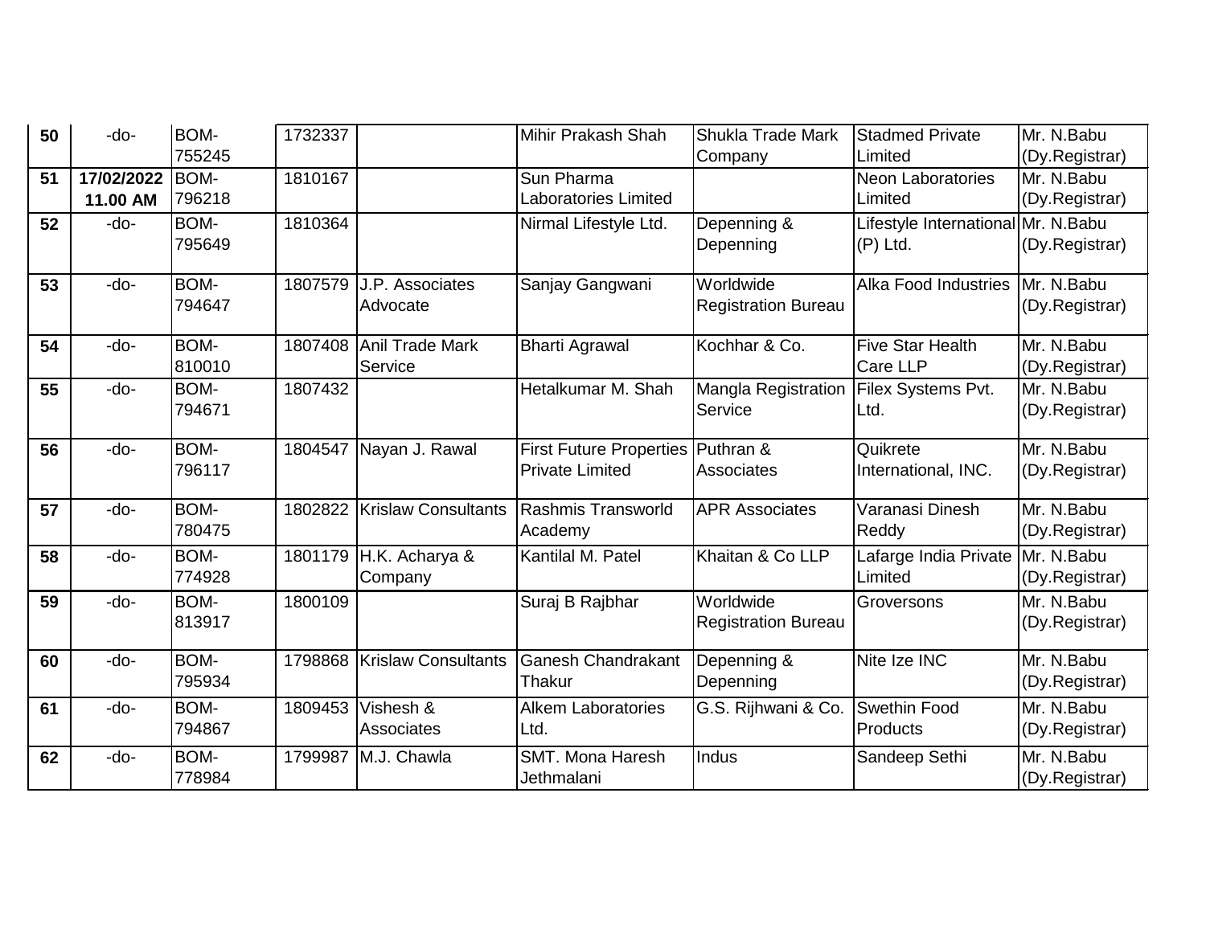| | | | | | | | | |
|---|---|---|---|---|---|---|---|---|
| **50** | -do- | BOM-755245 | 1732337 | | Mihir Prakash Shah | Shukla Trade Mark Company | Stadmed Private Limited | Mr. N.Babu (Dy.Registrar) |
| **51** | **17/02/2022 11.00 AM** | BOM-796218 | 1810167 | | Sun Pharma Laboratories Limited | | Neon Laboratories Limited | Mr. N.Babu (Dy.Registrar) |
| **52** | -do- | BOM-795649 | 1810364 | | Nirmal Lifestyle Ltd. | Depenning & Depenning | Lifestyle International (P) Ltd. | Mr. N.Babu (Dy.Registrar) |
| **53** | -do- | BOM-794647 | 1807579 | J.P. Associates Advocate | Sanjay Gangwani | Worldwide Registration Bureau | Alka Food Industries | Mr. N.Babu (Dy.Registrar) |
| **54** | -do- | BOM-810010 | 1807408 | Anil Trade Mark Service | Bharti Agrawal | Kochhar & Co. | Five Star Health Care LLP | Mr. N.Babu (Dy.Registrar) |
| **55** | -do- | BOM-794671 | 1807432 | | Hetalkumar M. Shah | Mangla Registration Service | Filex Systems Pvt. Ltd. | Mr. N.Babu (Dy.Registrar) |
| **56** | -do- | BOM-796117 | 1804547 | Nayan J. Rawal | First Future Properties Private Limited | Puthran & Associates | Quikrete International, INC. | Mr. N.Babu (Dy.Registrar) |
| **57** | -do- | BOM-780475 | 1802822 | Krislaw Consultants | Rashmis Transworld Academy | APR Associates | Varanasi Dinesh Reddy | Mr. N.Babu (Dy.Registrar) |
| **58** | -do- | BOM-774928 | 1801179 | H.K. Acharya & Company | Kantilal M. Patel | Khaitan & Co LLP | Lafarge India Private Limited | Mr. N.Babu (Dy.Registrar) |
| **59** | -do- | BOM-813917 | 1800109 | | Suraj B Rajbhar | Worldwide Registration Bureau | Groversons | Mr. N.Babu (Dy.Registrar) |
| **60** | -do- | BOM-795934 | 1798868 | Krislaw Consultants | Ganesh Chandrakant Thakur | Depenning & Depenning | Nite Ize INC | Mr. N.Babu (Dy.Registrar) |
| **61** | -do- | BOM-794867 | 1809453 | Vishesh & Associates | Alkem Laboratories Ltd. | G.S. Rijhwani & Co. | Swethin Food Products | Mr. N.Babu (Dy.Registrar) |
| **62** | -do- | BOM-778984 | 1799987 | M.J. Chawla | SMT. Mona Haresh Jethmalani | Indus | Sandeep Sethi | Mr. N.Babu (Dy.Registrar) |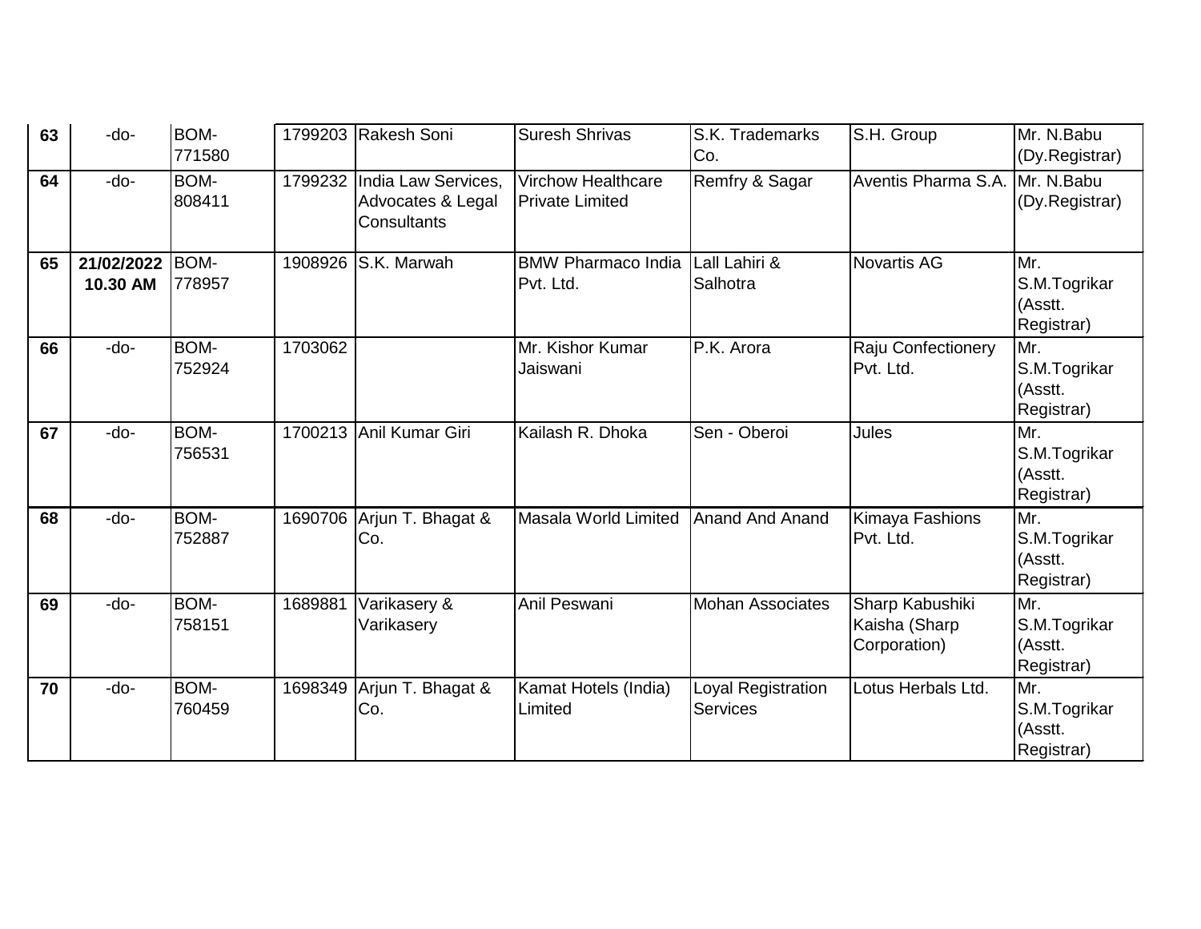| | | | | | | | | |
|---|---|---|---|---|---|---|---|---|
| **63** | -do- | BOM-771580 | 1799203 | Rakesh Soni | Suresh Shrivas | S.K. Trademarks Co. | S.H. Group | Mr. N.Babu (Dy.Registrar) |
| **64** | -do- | BOM-808411 | 1799232 | India Law Services, Advocates & Legal Consultants | Virchow Healthcare Private Limited | Remfry & Sagar | Aventis Pharma S.A. | Mr. N.Babu (Dy.Registrar) |
| **65** | **21/02/2022 10.30 AM** | BOM-778957 | 1908926 | S.K. Marwah | BMW Pharmaco India Pvt. Ltd. | Lall Lahiri & Salhotra | Novartis AG | Mr. S.M.Togrikar (Asstt. Registrar) |
| **66** | -do- | BOM-752924 | 1703062 | | Mr. Kishor Kumar Jaiswani | P.K. Arora | Raju Confectionery Pvt. Ltd. | Mr. S.M.Togrikar (Asstt. Registrar) |
| **67** | -do- | BOM-756531 | 1700213 | Anil Kumar Giri | Kailash R. Dhoka | Sen - Oberoi | Jules | Mr. S.M.Togrikar (Asstt. Registrar) |
| **68** | -do- | BOM-752887 | 1690706 | Arjun T. Bhagat & Co. | Masala World Limited | Anand And Anand | Kimaya Fashions Pvt. Ltd. | Mr. S.M.Togrikar (Asstt. Registrar) |
| **69** | -do- | BOM-758151 | 1689881 | Varikasery & Varikasery | Anil Peswani | Mohan Associates | Sharp Kabushiki Kaisha (Sharp Corporation) | Mr. S.M.Togrikar (Asstt. Registrar) |
| **70** | -do- | BOM-760459 | 1698349 | Arjun T. Bhagat & Co. | Kamat Hotels (India) Limited | Loyal Registration Services | Lotus Herbals Ltd. | Mr. S.M.Togrikar (Asstt. Registrar) |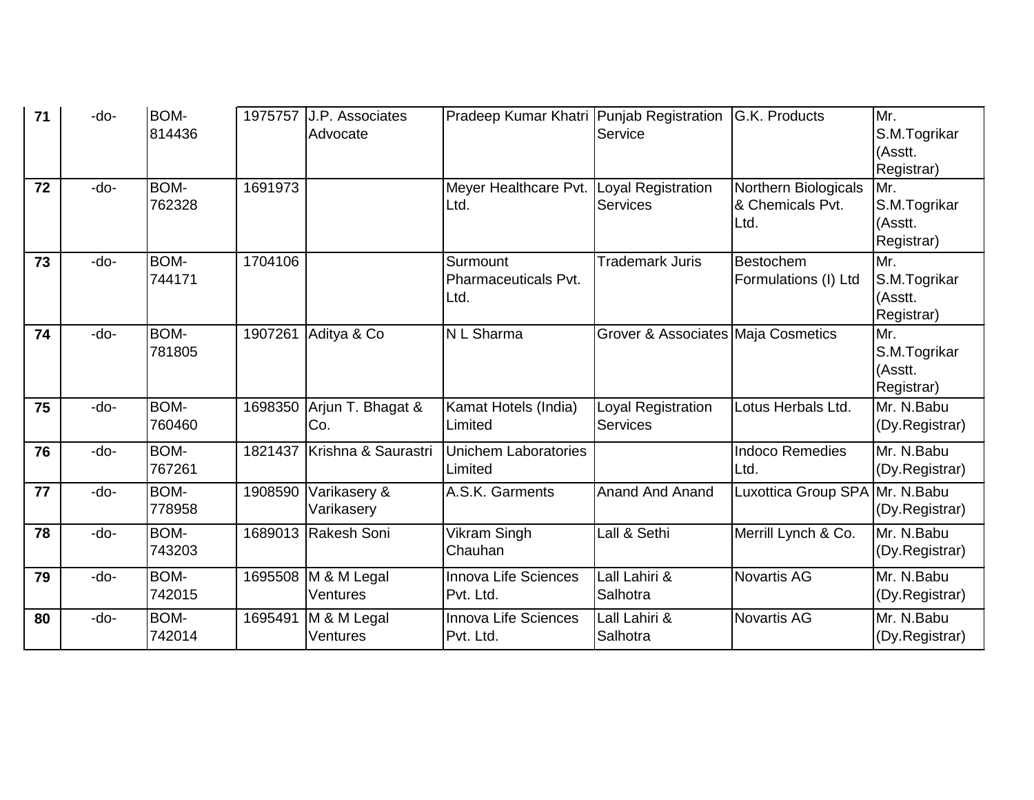| | | | | | | | | |
|---|---|---|---|---|---|---|---|---|
| **71** | -do- | BOM-814436 | 1975757 | J.P. Associates Advocate | Pradeep Kumar Khatri | Punjab Registration Service | G.K. Products | Mr. S.M.Togrikar (Asstt. Registrar) |
| **72** | -do- | BOM-762328 | 1691973 | | Meyer Healthcare Pvt. Ltd. | Loyal Registration Services | Northern Biologicals & Chemicals Pvt. Ltd. | Mr. S.M.Togrikar (Asstt. Registrar) |
| **73** | -do- | BOM-744171 | 1704106 | | Surmount Pharmaceuticals Pvt. Ltd. | Trademark Juris | Bestochem Formulations (I) Ltd | Mr. S.M.Togrikar (Asstt. Registrar) |
| **74** | -do- | BOM-781805 | 1907261 | Aditya & Co | N L Sharma | Grover & Associates | Maja Cosmetics | Mr. S.M.Togrikar (Asstt. Registrar) |
| **75** | -do- | BOM-760460 | 1698350 | Arjun T. Bhagat & Co. | Kamat Hotels (India) Limited | Loyal Registration Services | Lotus Herbals Ltd. | Mr. N.Babu (Dy.Registrar) |
| **76** | -do- | BOM-767261 | 1821437 | Krishna & Saurastri | Unichem Laboratories Limited | | Indoco Remedies Ltd. | Mr. N.Babu (Dy.Registrar) |
| **77** | -do- | BOM-778958 | 1908590 | Varikasery & Varikasery | A.S.K. Garments | Anand And Anand | Luxottica Group SPA | Mr. N.Babu (Dy.Registrar) |
| **78** | -do- | BOM-743203 | 1689013 | Rakesh Soni | Vikram Singh Chauhan | Lall & Sethi | Merrill Lynch & Co. | Mr. N.Babu (Dy.Registrar) |
| **79** | -do- | BOM-742015 | 1695508 | M & M Legal Ventures | Innova Life Sciences Pvt. Ltd. | Lall Lahiri & Salhotra | Novartis AG | Mr. N.Babu (Dy.Registrar) |
| **80** | -do- | BOM-742014 | 1695491 | M & M Legal Ventures | Innova Life Sciences Pvt. Ltd. | Lall Lahiri & Salhotra | Novartis AG | Mr. N.Babu (Dy.Registrar) |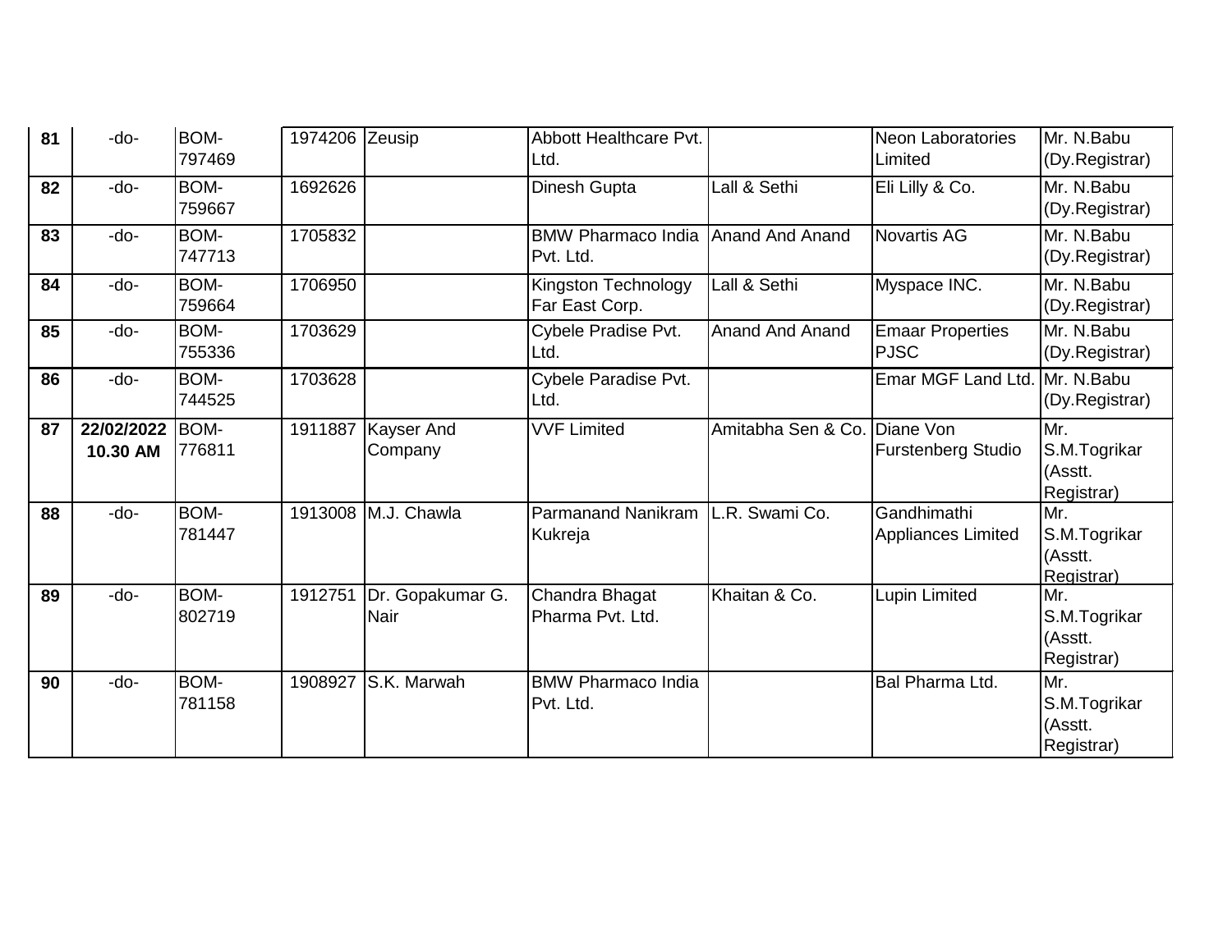| | | | | | | | | |
|---|---|---|---|---|---|---|---|---|
| **81** | -do- | BOM-797469 | 1974206 | Zeusip | Abbott Healthcare Pvt. Ltd. | | Neon Laboratories Limited | Mr. N.Babu (Dy.Registrar) |
| **82** | -do- | BOM-759667 | 1692626 | | Dinesh Gupta | Lall & Sethi | Eli Lilly & Co. | Mr. N.Babu (Dy.Registrar) |
| **83** | -do- | BOM-747713 | 1705832 | | BMW Pharmaco India Pvt. Ltd. | Anand And Anand | Novartis AG | Mr. N.Babu (Dy.Registrar) |
| **84** | -do- | BOM-759664 | 1706950 | | Kingston Technology Far East Corp. | Lall & Sethi | Myspace INC. | Mr. N.Babu (Dy.Registrar) |
| **85** | -do- | BOM-755336 | 1703629 | | Cybele Pradise Pvt. Ltd. | Anand And Anand | Emaar Properties PJSC | Mr. N.Babu (Dy.Registrar) |
| **86** | -do- | BOM-744525 | 1703628 | | Cybele Paradise Pvt. Ltd. | | Emar MGF Land Ltd. | Mr. N.Babu (Dy.Registrar) |
| **87** | **22/02/2022 10.30 AM** | BOM-776811 | 1911887 | Kayser And Company | VVF Limited | Amitabha Sen & Co. | Diane Von Furstenberg Studio | Mr. S.M.Togrikar (Asstt. Registrar) |
| **88** | -do- | BOM-781447 | 1913008 | M.J. Chawla | Parmanand Nanikram Kukreja | L.R. Swami Co. | Gandhimathi Appliances Limited | Mr. S.M.Togrikar (Asstt. Registrar) |
| **89** | -do- | BOM-802719 | 1912751 | Dr. Gopakumar G. Nair | Chandra Bhagat Pharma Pvt. Ltd. | Khaitan & Co. | Lupin Limited | Mr. S.M.Togrikar (Asstt. Registrar) |
| **90** | -do- | BOM-781158 | 1908927 | S.K. Marwah | BMW Pharmaco India Pvt. Ltd. | | Bal Pharma Ltd. | Mr. S.M.Togrikar (Asstt. Registrar) |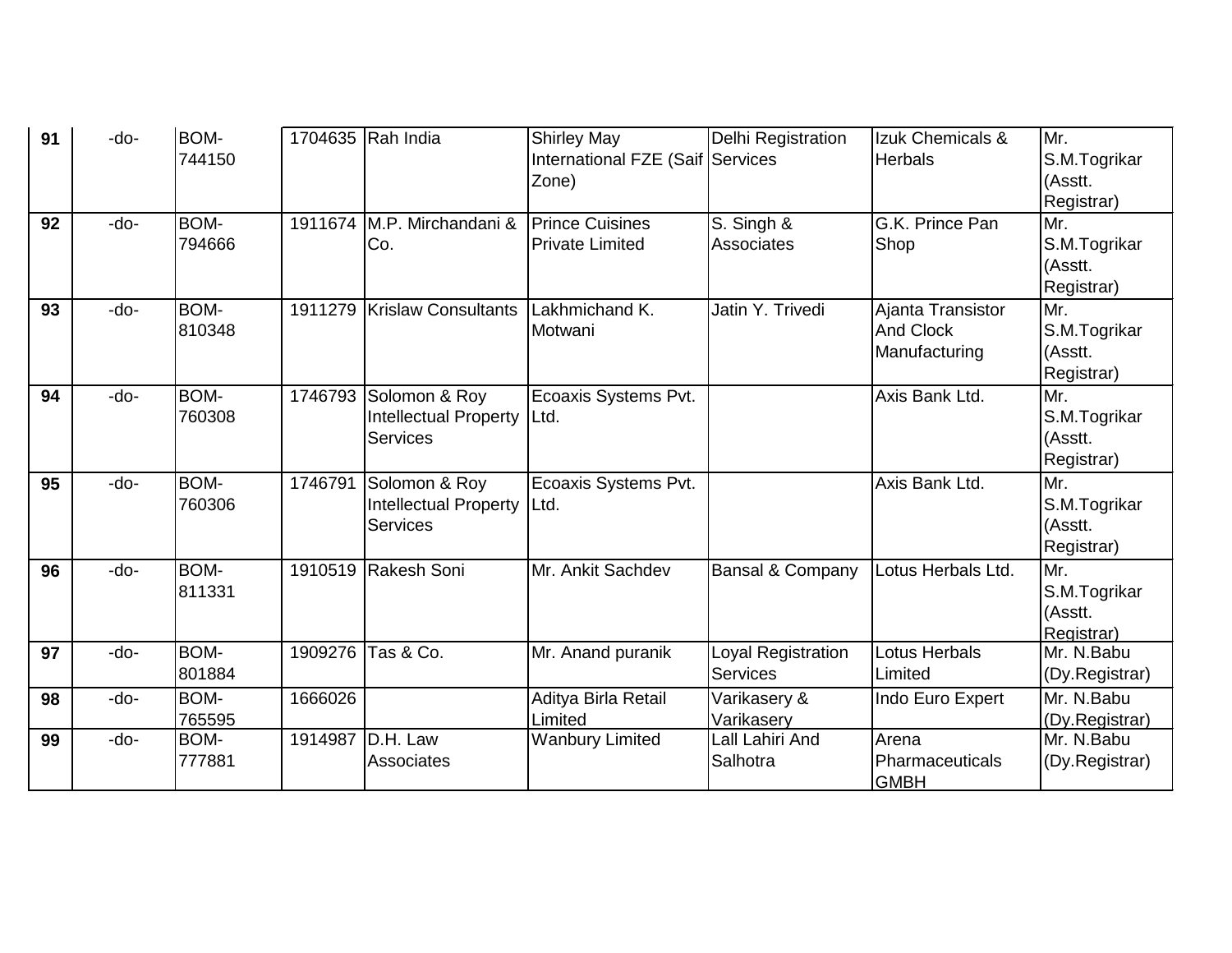| | | | | | | | | |
|---|---|---|---|---|---|---|---|---|
| **91** | -do- | BOM-744150 | 1704635 | Rah India | Shirley May International FZE (Saif Zone) | Delhi Registration Services | Izuk Chemicals & Herbals | Mr. S.M.Togrikar (Asstt. Registrar) |
| **92** | -do- | BOM-794666 | 1911674 | M.P. Mirchandani & Co. | Prince Cuisines Private Limited | S. Singh & Associates | G.K. Prince Pan Shop | Mr. S.M.Togrikar (Asstt. Registrar) |
| **93** | -do- | BOM-810348 | 1911279 | Krislaw Consultants | Lakhmichand K. Motwani | Jatin Y. Trivedi | Ajanta Transistor And Clock Manufacturing | Mr. S.M.Togrikar (Asstt. Registrar) |
| **94** | -do- | BOM-760308 | 1746793 | Solomon & Roy Intellectual Property Services | Ecoaxis Systems Pvt. Ltd. | | Axis Bank Ltd. | Mr. S.M.Togrikar (Asstt. Registrar) |
| **95** | -do- | BOM-760306 | 1746791 | Solomon & Roy Intellectual Property Services | Ecoaxis Systems Pvt. Ltd. | | Axis Bank Ltd. | Mr. S.M.Togrikar (Asstt. Registrar) |
| **96** | -do- | BOM-811331 | 1910519 | Rakesh Soni | Mr. Ankit Sachdev | Bansal & Company | Lotus Herbals Ltd. | Mr. S.M.Togrikar (Asstt. Registrar) |
| **97** | -do- | BOM-801884 | 1909276 | Tas & Co. | Mr. Anand puranik | Loyal Registration Services | Lotus Herbals Limited | Mr. N.Babu (Dy.Registrar) |
| **98** | -do- | BOM-765595 | 1666026 | | Aditya Birla Retail Limited | Varikasery & Varikasery | Indo Euro Expert | Mr. N.Babu (Dy.Registrar) |
| **99** | -do- | BOM-777881 | 1914987 | D.H. Law Associates | Wanbury Limited | Lall Lahiri And Salhotra | Arena Pharmaceuticals GMBH | Mr. N.Babu (Dy.Registrar) |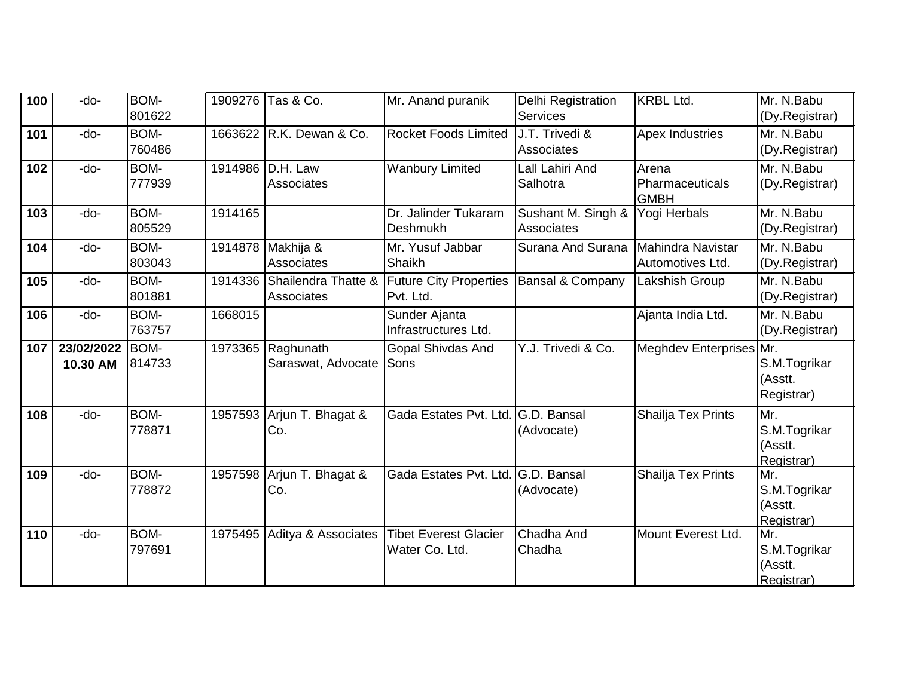| | | | | | | | | |
|---|---|---|---|---|---|---|---|---|
| **100** | -do- | BOM-801622 | 1909276 | Tas & Co. | Mr. Anand puranik | Delhi Registration Services | KRBL Ltd. | Mr. N.Babu (Dy.Registrar) |
| **101** | -do- | BOM-760486 | 1663622 | R.K. Dewan & Co. | Rocket Foods Limited | J.T. Trivedi & Associates | Apex Industries | Mr. N.Babu (Dy.Registrar) |
| **102** | -do- | BOM-777939 | 1914986 | D.H. Law Associates | Wanbury Limited | Lall Lahiri And Salhotra | Arena Pharmaceuticals GMBH | Mr. N.Babu (Dy.Registrar) |
| **103** | -do- | BOM-805529 | 1914165 | | Dr. Jalinder Tukaram Deshmukh | Sushant M. Singh & Associates | Yogi Herbals | Mr. N.Babu (Dy.Registrar) |
| **104** | -do- | BOM-803043 | 1914878 | Makhija & Associates | Mr. Yusuf Jabbar Shaikh | Surana And Surana | Mahindra Navistar Automotives Ltd. | Mr. N.Babu (Dy.Registrar) |
| **105** | -do- | BOM-801881 | 1914336 | Shailendra Thatte & Associates | Future City Properties Pvt. Ltd. | Bansal & Company | Lakshish Group | Mr. N.Babu (Dy.Registrar) |
| **106** | -do- | BOM-763757 | 1668015 | | Sunder Ajanta Infrastructures Ltd. | | Ajanta India Ltd. | Mr. N.Babu (Dy.Registrar) |
| **107** | **23/02/2022 10.30 AM** | BOM-814733 | 1973365 | Raghunath Saraswat, Advocate | Gopal Shivdas And Sons | Y.J. Trivedi & Co. | Meghdev Enterprises | Mr. S.M.Togrikar (Asstt. Registrar) |
| **108** | -do- | BOM-778871 | 1957593 | Arjun T. Bhagat & Co. | Gada Estates Pvt. Ltd. | G.D. Bansal (Advocate) | Shailja Tex Prints | Mr. S.M.Togrikar (Asstt. Registrar) |
| **109** | -do- | BOM-778872 | 1957598 | Arjun T. Bhagat & Co. | Gada Estates Pvt. Ltd. | G.D. Bansal (Advocate) | Shailja Tex Prints | Mr. S.M.Togrikar (Asstt. Registrar) |
| **110** | -do- | BOM-797691 | 1975495 | Aditya & Associates | Tibet Everest Glacier Water Co. Ltd. | Chadha And Chadha | Mount Everest Ltd. | Mr. S.M.Togrikar (Asstt. Registrar) |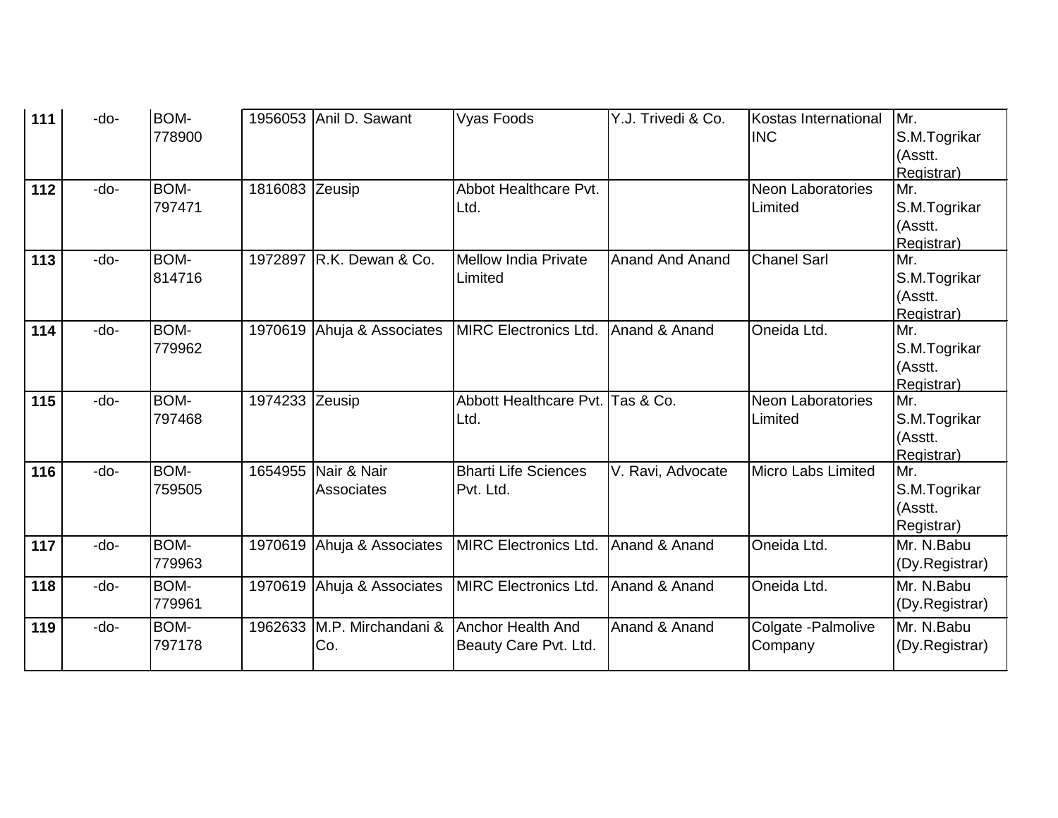| | | | | | | | | |
|---|---|---|---|---|---|---|---|---|
| **111** | -do- | BOM-778900 | 1956053 | Anil D. Sawant | Vyas Foods | Y.J. Trivedi & Co. | Kostas International INC | Mr. S.M.Togrikar (Asstt. Registrar) |
| **112** | -do- | BOM-797471 | 1816083 | Zeusip | Abbot Healthcare Pvt. Ltd. | | Neon Laboratories Limited | Mr. S.M.Togrikar (Asstt. Registrar) |
| **113** | -do- | BOM-814716 | 1972897 | R.K. Dewan & Co. | Mellow India Private Limited | Anand And Anand | Chanel Sarl | Mr. S.M.Togrikar (Asstt. Registrar) |
| **114** | -do- | BOM-779962 | 1970619 | Ahuja & Associates | MIRC Electronics Ltd. | Anand & Anand | Oneida Ltd. | Mr. S.M.Togrikar (Asstt. Registrar) |
| **115** | -do- | BOM-797468 | 1974233 | Zeusip | Abbott Healthcare Pvt. Ltd. | Tas & Co. | Neon Laboratories Limited | Mr. S.M.Togrikar (Asstt. Registrar) |
| **116** | -do- | BOM-759505 | 1654955 | Nair & Nair Associates | Bharti Life Sciences Pvt. Ltd. | V. Ravi, Advocate | Micro Labs Limited | Mr. S.M.Togrikar (Asstt. Registrar) |
| **117** | -do- | BOM-779963 | 1970619 | Ahuja & Associates | MIRC Electronics Ltd. | Anand & Anand | Oneida Ltd. | Mr. N.Babu (Dy.Registrar) |
| **118** | -do- | BOM-779961 | 1970619 | Ahuja & Associates | MIRC Electronics Ltd. | Anand & Anand | Oneida Ltd. | Mr. N.Babu (Dy.Registrar) |
| **119** | -do- | BOM-797178 | 1962633 | M.P. Mirchandani & Co. | Anchor Health And Beauty Care Pvt. Ltd. | Anand & Anand | Colgate -Palmolive Company | Mr. N.Babu (Dy.Registrar) |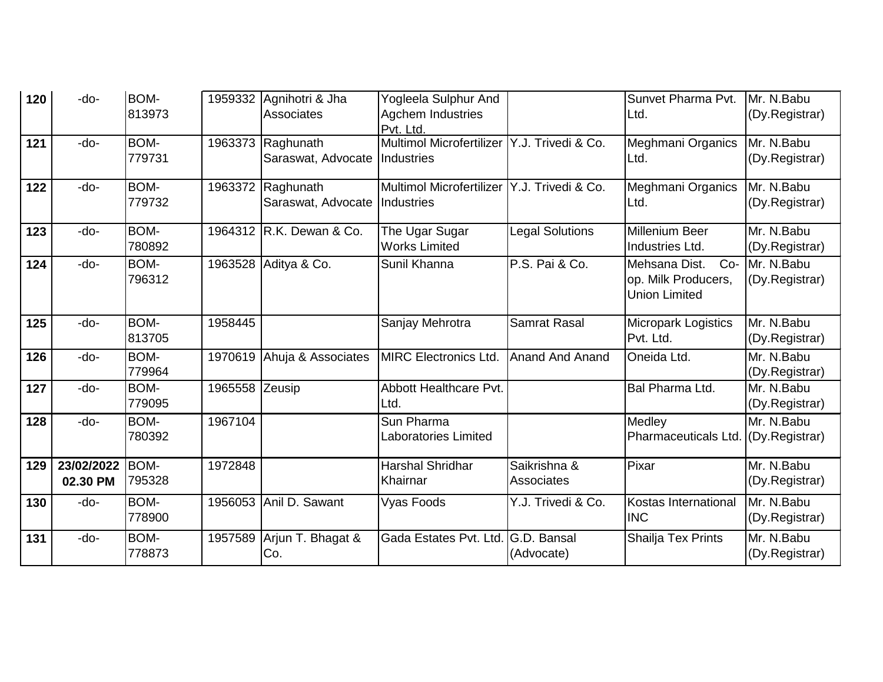| | | | | | | | | |
|---|---|---|---|---|---|---|---|---|
| **120** | -do- | BOM-813973 | 1959332 | Agnihotri & Jha Associates | Yogleela Sulphur And Agchem Industries Pvt. Ltd. | | Sunvet Pharma Pvt. Ltd. | Mr. N.Babu (Dy.Registrar) |
| **121** | -do- | BOM-779731 | 1963373 | Raghunath Saraswat, Advocate | Multimol Microfertilizer Industries | Y.J. Trivedi & Co. | Meghmani Organics Ltd. | Mr. N.Babu (Dy.Registrar) |
| **122** | -do- | BOM-779732 | 1963372 | Raghunath Saraswat, Advocate | Multimol Microfertilizer Industries | Y.J. Trivedi & Co. | Meghmani Organics Ltd. | Mr. N.Babu (Dy.Registrar) |
| **123** | -do- | BOM-780892 | 1964312 | R.K. Dewan & Co. | The Ugar Sugar Works Limited | Legal Solutions | Millenium Beer Industries Ltd. | Mr. N.Babu (Dy.Registrar) |
| **124** | -do- | BOM-796312 | 1963528 | Aditya & Co. | Sunil Khanna | P.S. Pai & Co. | Mehsana Dist. Co-op. Milk Producers, Union Limited | Mr. N.Babu (Dy.Registrar) |
| **125** | -do- | BOM-813705 | 1958445 | | Sanjay Mehrotra | Samrat Rasal | Micropark Logistics Pvt. Ltd. | Mr. N.Babu (Dy.Registrar) |
| **126** | -do- | BOM-779964 | 1970619 | Ahuja & Associates | MIRC Electronics Ltd. | Anand And Anand | Oneida Ltd. | Mr. N.Babu (Dy.Registrar) |
| **127** | -do- | BOM-779095 | 1965558 | Zeusip | Abbott Healthcare Pvt. Ltd. | | Bal Pharma Ltd. | Mr. N.Babu (Dy.Registrar) |
| **128** | -do- | BOM-780392 | 1967104 | | Sun Pharma Laboratories Limited | | Medley Pharmaceuticals Ltd. | Mr. N.Babu (Dy.Registrar) |
| **129** | **23/02/2022 02.30 PM** | BOM-795328 | 1972848 | | Harshal Shridhar Khairnar | Saikrishna & Associates | Pixar | Mr. N.Babu (Dy.Registrar) |
| **130** | -do- | BOM-778900 | 1956053 | Anil D. Sawant | Vyas Foods | Y.J. Trivedi & Co. | Kostas International INC | Mr. N.Babu (Dy.Registrar) |
| **131** | -do- | BOM-778873 | 1957589 | Arjun T. Bhagat & Co. | Gada Estates Pvt. Ltd. | G.D. Bansal (Advocate) | Shailja Tex Prints | Mr. N.Babu (Dy.Registrar) |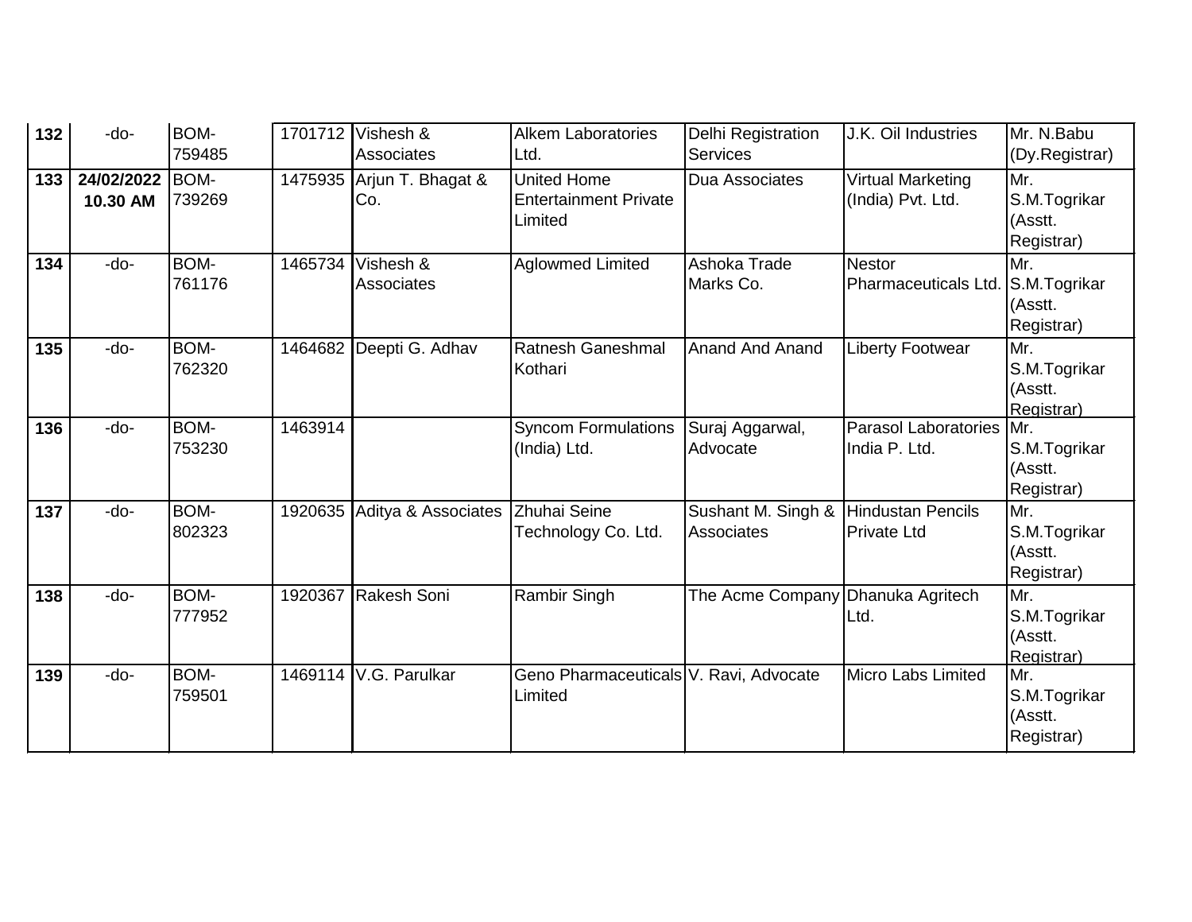| | | | | | | | | |
|---|---|---|---|---|---|---|---|---|
| **132** | -do- | BOM-759485 | 1701712 | Vishesh & Associates | Alkem Laboratories Ltd. | Delhi Registration Services | J.K. Oil Industries | Mr. N.Babu (Dy.Registrar) |
| **133** | **24/02/2022 10.30 AM** | BOM-739269 | 1475935 | Arjun T. Bhagat & Co. | United Home Entertainment Private Limited | Dua Associates | Virtual Marketing (India) Pvt. Ltd. | Mr. S.M.Togrikar (Asstt. Registrar) |
| **134** | -do- | BOM-761176 | 1465734 | Vishesh & Associates | Aglowmed Limited | Ashoka Trade Marks Co. | Nestor Pharmaceuticals Ltd. | Mr. S.M.Togrikar (Asstt. Registrar) |
| **135** | -do- | BOM-762320 | 1464682 | Deepti G. Adhav | Ratnesh Ganeshmal Kothari | Anand And Anand | Liberty Footwear | Mr. S.M.Togrikar (Asstt. Registrar) |
| **136** | -do- | BOM-753230 | 1463914 | | Syncom Formulations (India) Ltd. | Suraj Aggarwal, Advocate | Parasol Laboratories India P. Ltd. | Mr. S.M.Togrikar (Asstt. Registrar) |
| **137** | -do- | BOM-802323 | 1920635 | Aditya & Associates | Zhuhai Seine Technology Co. Ltd. | Sushant M. Singh & Associates | Hindustan Pencils Private Ltd | Mr. S.M.Togrikar (Asstt. Registrar) |
| **138** | -do- | BOM-777952 | 1920367 | Rakesh Soni | Rambir Singh | The Acme Company | Dhanuka Agritech Ltd. | Mr. S.M.Togrikar (Asstt. Registrar) |
| **139** | -do- | BOM-759501 | 1469114 | V.G. Parulkar | Geno Pharmaceuticals Limited | V. Ravi, Advocate | Micro Labs Limited | Mr. S.M.Togrikar (Asstt. Registrar) |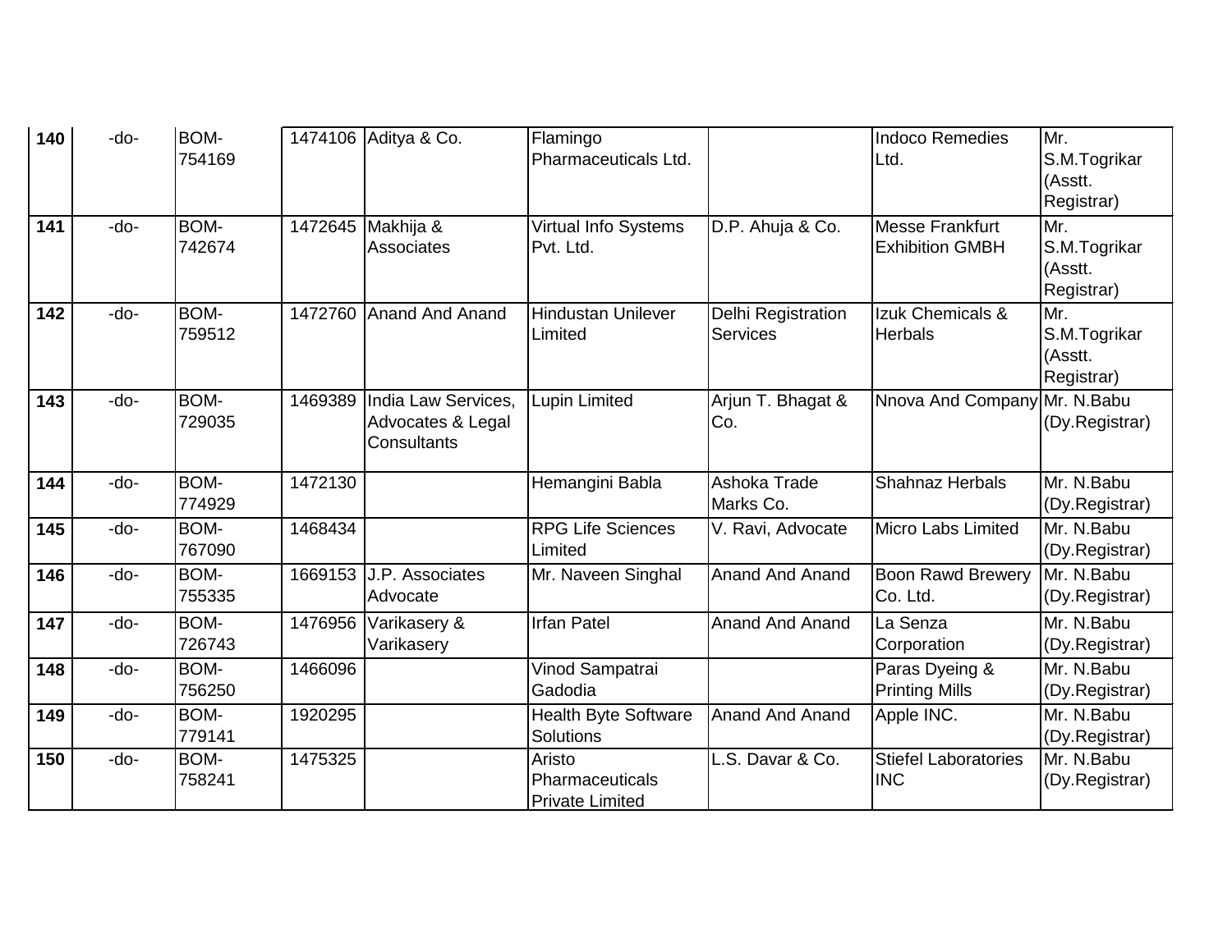| | | | | | | | | |
|---|---|---|---|---|---|---|---|---|
| **140** | -do- | BOM-754169 | 1474106 | Aditya & Co. | Flamingo Pharmaceuticals Ltd. | | Indoco Remedies Ltd. | Mr. S.M.Togrikar (Asstt. Registrar) |
| **141** | -do- | BOM-742674 | 1472645 | Makhija & Associates | Virtual Info Systems Pvt. Ltd. | D.P. Ahuja & Co. | Messe Frankfurt Exhibition GMBH | Mr. S.M.Togrikar (Asstt. Registrar) |
| **142** | -do- | BOM-759512 | 1472760 | Anand And Anand | Hindustan Unilever Limited | Delhi Registration Services | Izuk Chemicals & Herbals | Mr. S.M.Togrikar (Asstt. Registrar) |
| **143** | -do- | BOM-729035 | 1469389 | India Law Services, Advocates & Legal Consultants | Lupin Limited | Arjun T. Bhagat & Co. | Nnova And Company | Mr. N.Babu (Dy.Registrar) |
| **144** | -do- | BOM-774929 | 1472130 | | Hemangini Babla | Ashoka Trade Marks Co. | Shahnaz Herbals | Mr. N.Babu (Dy.Registrar) |
| **145** | -do- | BOM-767090 | 1468434 | | RPG Life Sciences Limited | V. Ravi, Advocate | Micro Labs Limited | Mr. N.Babu (Dy.Registrar) |
| **146** | -do- | BOM-755335 | 1669153 | J.P. Associates Advocate | Mr. Naveen Singhal | Anand And Anand | Boon Rawd Brewery Co. Ltd. | Mr. N.Babu (Dy.Registrar) |
| **147** | -do- | BOM-726743 | 1476956 | Varikasery & Varikasery | Irfan Patel | Anand And Anand | La Senza Corporation | Mr. N.Babu (Dy.Registrar) |
| **148** | -do- | BOM-756250 | 1466096 | | Vinod Sampatrai Gadodia | | Paras Dyeing & Printing Mills | Mr. N.Babu (Dy.Registrar) |
| **149** | -do- | BOM-779141 | 1920295 | | Health Byte Software Solutions | Anand And Anand | Apple INC. | Mr. N.Babu (Dy.Registrar) |
| **150** | -do- | BOM-758241 | 1475325 | | Aristo Pharmaceuticals Private Limited | L.S. Davar & Co. | Stiefel Laboratories INC | Mr. N.Babu (Dy.Registrar) |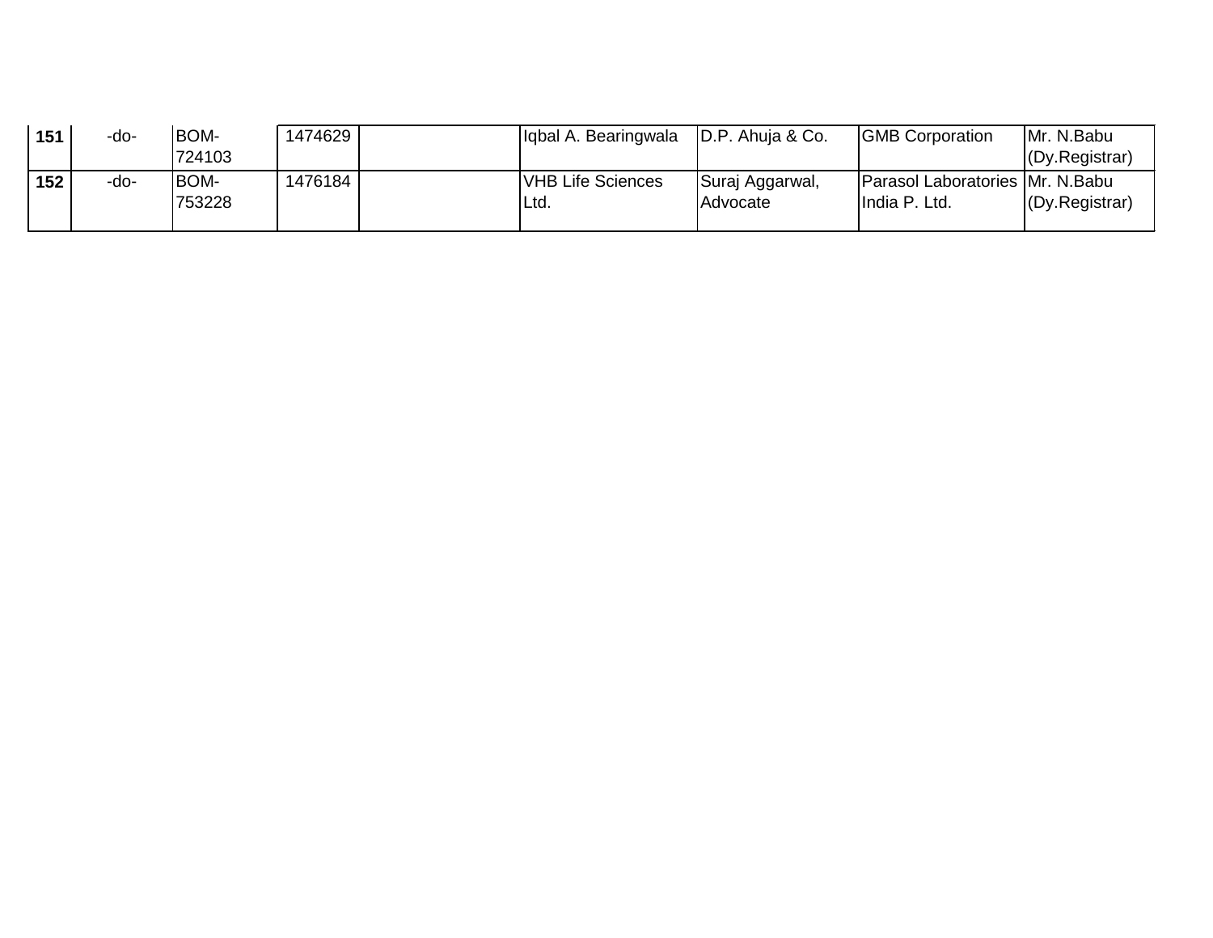| | | | | | | | | |
|---|---|---|---|---|---|---|---|---|
| **151** | -do- | BOM-724103 | 1474629 | | Iqbal A. Bearingwala | D.P. Ahuja & Co. | GMB Corporation | Mr. N.Babu (Dy.Registrar) |
| **152** | -do- | BOM-753228 | 1476184 | | VHB Life Sciences Ltd. | Suraj Aggarwal, Advocate | Parasol Laboratories India P. Ltd. | Mr. N.Babu (Dy.Registrar) |